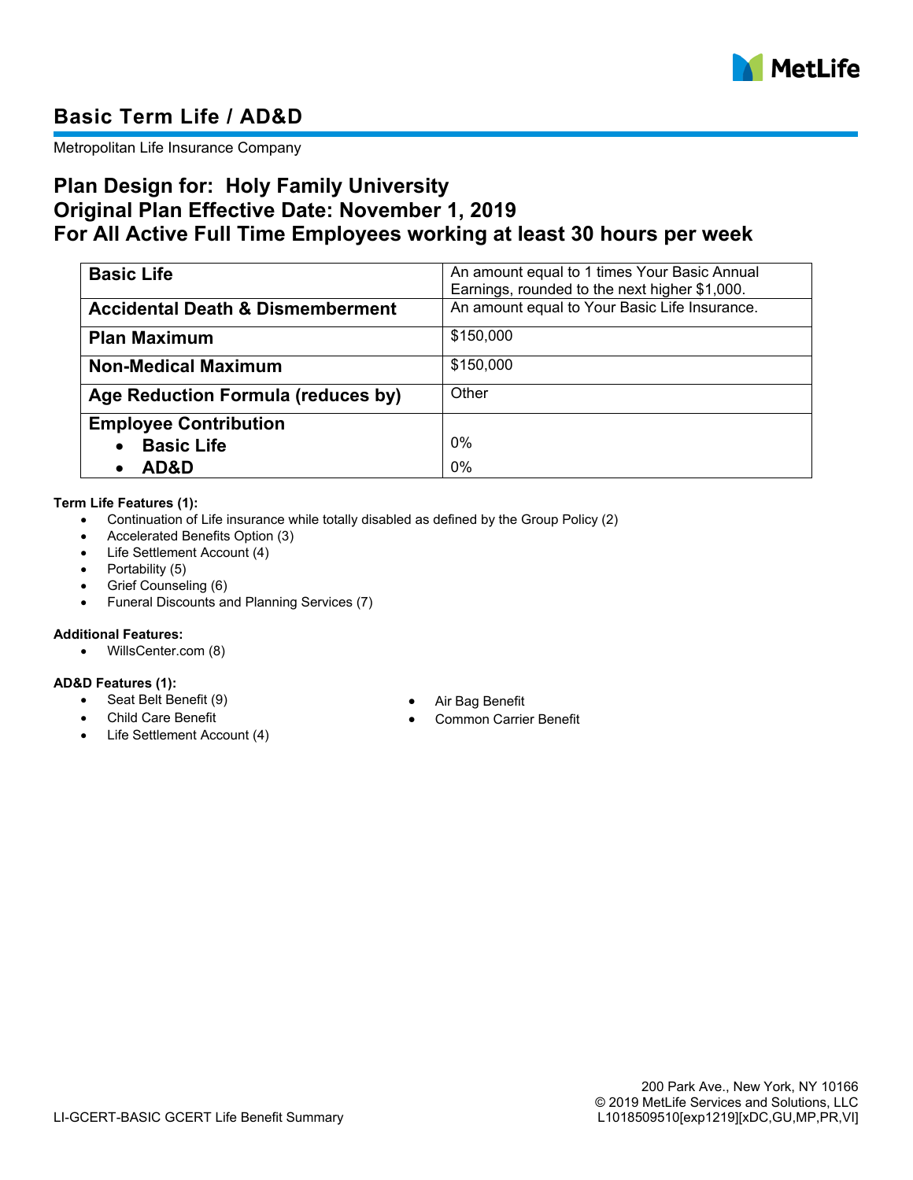# Basic Term Life / AD&D

Metropolitan Life Insurance Company

## Plan Design for: Holy Family University
## Original Plan Effective Date: November 1, 2019
## For All Active Full Time Employees working at least 30 hours per week

| | |
|---|---|
| **Basic Life** | An amount equal to 1 times Your Basic Annual Earnings, rounded to the next higher $1,000. |
| **Accidental Death & Dismemberment** | An amount equal to Your Basic Life Insurance. |
| **Plan Maximum** | $150,000 |
| **Non-Medical Maximum** | $150,000 |
| **Age Reduction Formula (reduces by)** | Other |
| **Employee Contribution**<br>• **Basic Life**<br>• **AD&D** | <br>0%<br>0% |

**Term Life Features (1):**

- Continuation of Life insurance while totally disabled as defined by the Group Policy (2)
- Accelerated Benefits Option (3)
- Life Settlement Account (4)
- Portability (5)
- Grief Counseling (6)
- Funeral Discounts and Planning Services (7)

**Additional Features:**

- WillsCenter.com (8)

**AD&D Features (1):**

- Seat Belt Benefit (9)
- Child Care Benefit
- Life Settlement Account (4)
- Air Bag Benefit
- Common Carrier Benefit

LI-GCERT-BASIC GCERT Life Benefit Summary

200 Park Ave., New York, NY 10166
© 2019 MetLife Services and Solutions, LLC
L1018509510[exp1219][xDC,GU,MP,PR,VI]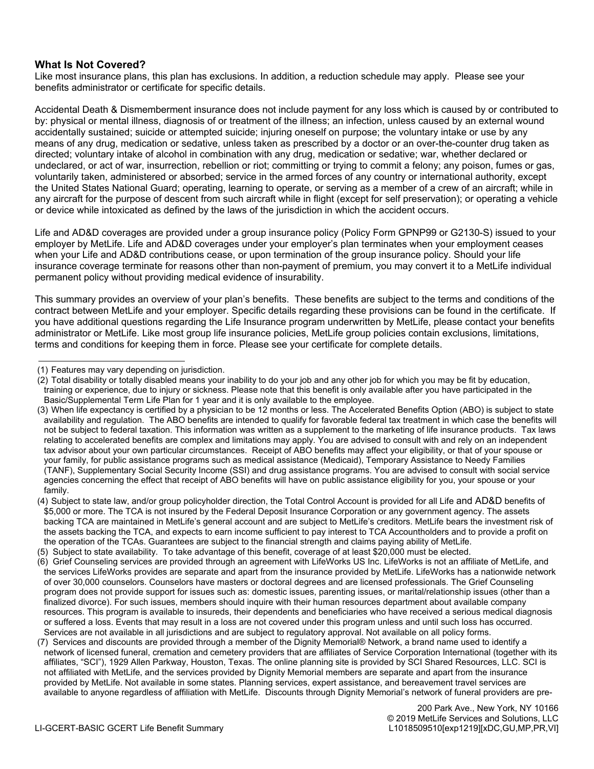## What Is Not Covered?

Like most insurance plans, this plan has exclusions. In addition, a reduction schedule may apply. Please see your benefits administrator or certificate for specific details.

Accidental Death & Dismemberment insurance does not include payment for any loss which is caused by or contributed to by: physical or mental illness, diagnosis of or treatment of the illness; an infection, unless caused by an external wound accidentally sustained; suicide or attempted suicide; injuring oneself on purpose; the voluntary intake or use by any means of any drug, medication or sedative, unless taken as prescribed by a doctor or an over-the-counter drug taken as directed; voluntary intake of alcohol in combination with any drug, medication or sedative; war, whether declared or undeclared, or act of war, insurrection, rebellion or riot; committing or trying to commit a felony; any poison, fumes or gas, voluntarily taken, administered or absorbed; service in the armed forces of any country or international authority, except the United States National Guard; operating, learning to operate, or serving as a member of a crew of an aircraft; while in any aircraft for the purpose of descent from such aircraft while in flight (except for self preservation); or operating a vehicle or device while intoxicated as defined by the laws of the jurisdiction in which the accident occurs.

Life and AD&D coverages are provided under a group insurance policy (Policy Form GPNP99 or G2130-S) issued to your employer by MetLife. Life and AD&D coverages under your employer's plan terminates when your employment ceases when your Life and AD&D contributions cease, or upon termination of the group insurance policy. Should your life insurance coverage terminate for reasons other than non-payment of premium, you may convert it to a MetLife individual permanent policy without providing medical evidence of insurability.

This summary provides an overview of your plan's benefits. These benefits are subject to the terms and conditions of the contract between MetLife and your employer. Specific details regarding these provisions can be found in the certificate. If you have additional questions regarding the Life Insurance program underwritten by MetLife, please contact your benefits administrator or MetLife. Like most group life insurance policies, MetLife group policies contain exclusions, limitations, terms and conditions for keeping them in force. Please see your certificate for complete details.

---

(1) Features may vary depending on jurisdiction.

(2) Total disability or totally disabled means your inability to do your job and any other job for which you may be fit by education, training or experience, due to injury or sickness. Please note that this benefit is only available after you have participated in the Basic/Supplemental Term Life Plan for 1 year and it is only available to the employee.

(3) When life expectancy is certified by a physician to be 12 months or less. The Accelerated Benefits Option (ABO) is subject to state availability and regulation. The ABO benefits are intended to qualify for favorable federal tax treatment in which case the benefits will not be subject to federal taxation. This information was written as a supplement to the marketing of life insurance products. Tax laws relating to accelerated benefits are complex and limitations may apply. You are advised to consult with and rely on an independent tax advisor about your own particular circumstances. Receipt of ABO benefits may affect your eligibility, or that of your spouse or your family, for public assistance programs such as medical assistance (Medicaid), Temporary Assistance to Needy Families (TANF), Supplementary Social Security Income (SSI) and drug assistance programs. You are advised to consult with social service agencies concerning the effect that receipt of ABO benefits will have on public assistance eligibility for you, your spouse or your family.

(4) Subject to state law, and/or group policyholder direction, the Total Control Account is provided for all Life and AD&D benefits of $5,000 or more. The TCA is not insured by the Federal Deposit Insurance Corporation or any government agency. The assets backing TCA are maintained in MetLife's general account and are subject to MetLife's creditors. MetLife bears the investment risk of the assets backing the TCA, and expects to earn income sufficient to pay interest to TCA Accountholders and to provide a profit on the operation of the TCAs. Guarantees are subject to the financial strength and claims paying ability of MetLife.

(5) Subject to state availability. To take advantage of this benefit, coverage of at least $20,000 must be elected.

(6) Grief Counseling services are provided through an agreement with LifeWorks US Inc. LifeWorks is not an affiliate of MetLife, and the services LifeWorks provides are separate and apart from the insurance provided by MetLife. LifeWorks has a nationwide network of over 30,000 counselors. Counselors have masters or doctoral degrees and are licensed professionals. The Grief Counseling program does not provide support for issues such as: domestic issues, parenting issues, or marital/relationship issues (other than a finalized divorce). For such issues, members should inquire with their human resources department about available company resources. This program is available to insureds, their dependents and beneficiaries who have received a serious medical diagnosis or suffered a loss. Events that may result in a loss are not covered under this program unless and until such loss has occurred. Services are not available in all jurisdictions and are subject to regulatory approval. Not available on all policy forms.

(7) Services and discounts are provided through a member of the Dignity Memorial® Network, a brand name used to identify a network of licensed funeral, cremation and cemetery providers that are affiliates of Service Corporation International (together with its affiliates, "SCI"), 1929 Allen Parkway, Houston, Texas. The online planning site is provided by SCI Shared Resources, LLC. SCI is not affiliated with MetLife, and the services provided by Dignity Memorial members are separate and apart from the insurance provided by MetLife. Not available in some states. Planning services, expert assistance, and bereavement travel services are available to anyone regardless of affiliation with MetLife. Discounts through Dignity Memorial's network of funeral providers are pre-

200 Park Ave., New York, NY 10166
© 2019 MetLife Services and Solutions, LLC
LI-GCERT-BASIC GCERT Life Benefit Summary
L1018509510[exp1219][xDC,GU,MP,PR,VI]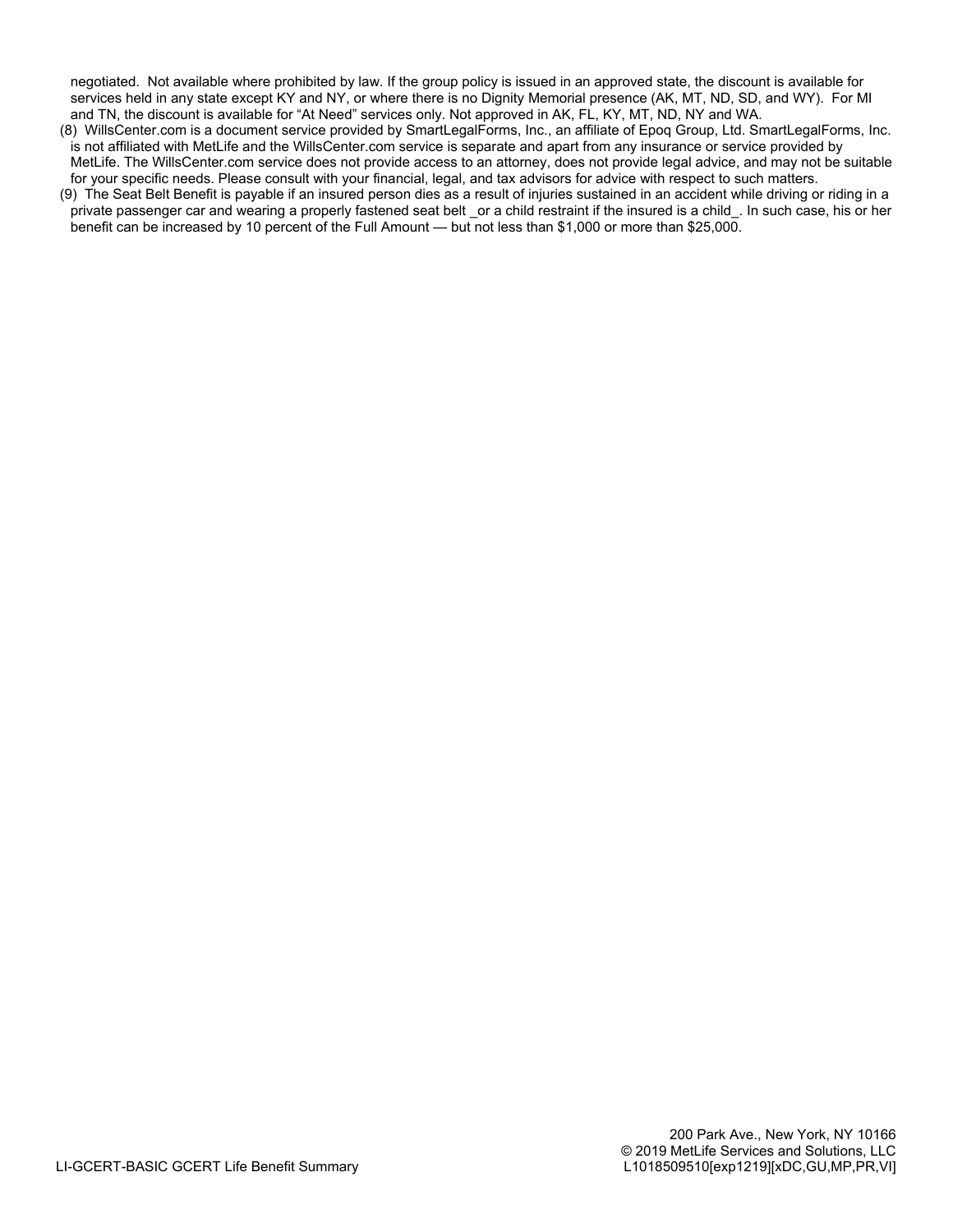negotiated. Not available where prohibited by law. If the group policy is issued in an approved state, the discount is available for services held in any state except KY and NY, or where there is no Dignity Memorial presence (AK, MT, ND, SD, and WY). For MI and TN, the discount is available for "At Need" services only. Not approved in AK, FL, KY, MT, ND, NY and WA.

(8) WillsCenter.com is a document service provided by SmartLegalForms, Inc., an affiliate of Epoq Group, Ltd. SmartLegalForms, Inc. is not affiliated with MetLife and the WillsCenter.com service is separate and apart from any insurance or service provided by MetLife. The WillsCenter.com service does not provide access to an attorney, does not provide legal advice, and may not be suitable for your specific needs. Please consult with your financial, legal, and tax advisors for advice with respect to such matters.

(9) The Seat Belt Benefit is payable if an insured person dies as a result of injuries sustained in an accident while driving or riding in a private passenger car and wearing a properly fastened seat belt _or a child restraint if the insured is a child_. In such case, his or her benefit can be increased by 10 percent of the Full Amount — but not less than $1,000 or more than $25,000.

200 Park Ave., New York, NY 10166
© 2019 MetLife Services and Solutions, LLC
LI-GCERT-BASIC GCERT Life Benefit Summary
L1018509510[exp1219][xDC,GU,MP,PR,VI]